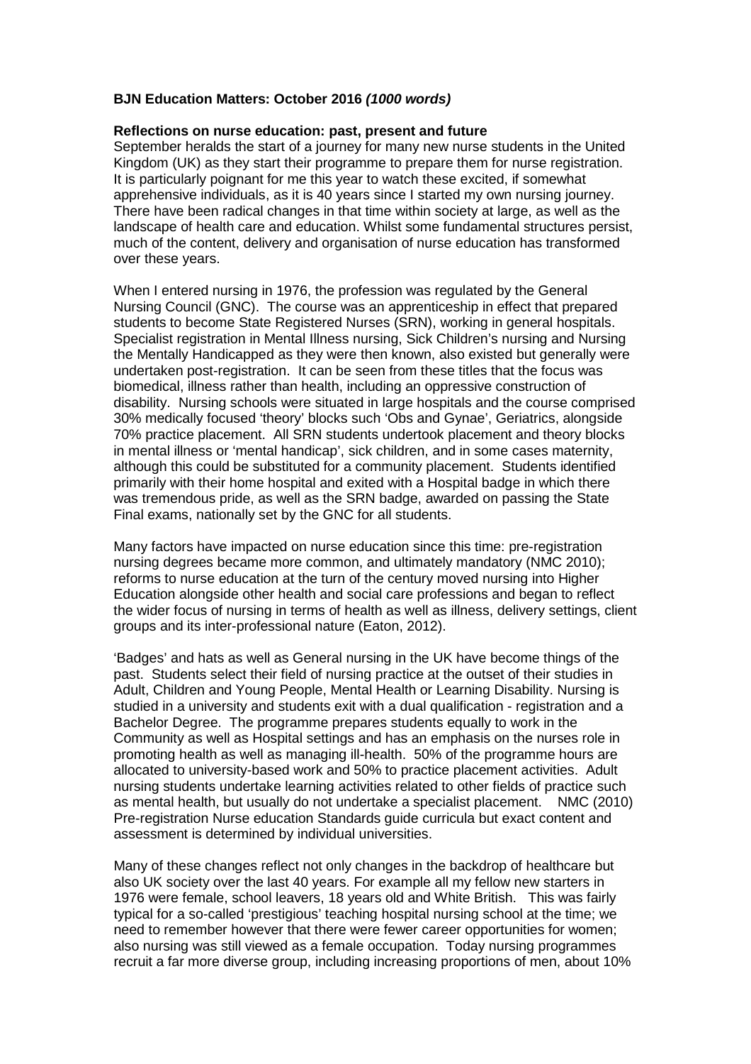**BJN Education Matters: October 2016 *(1000 words)***

**Reflections on nurse education: past, present and future**

September heralds the start of a journey for many new nurse students in the United Kingdom (UK) as they start their programme to prepare them for nurse registration. It is particularly poignant for me this year to watch these excited, if somewhat apprehensive individuals, as it is 40 years since I started my own nursing journey. There have been radical changes in that time within society at large, as well as the landscape of health care and education. Whilst some fundamental structures persist, much of the content, delivery and organisation of nurse education has transformed over these years.

When I entered nursing in 1976, the profession was regulated by the General Nursing Council (GNC). The course was an apprenticeship in effect that prepared students to become State Registered Nurses (SRN), working in general hospitals. Specialist registration in Mental Illness nursing, Sick Children's nursing and Nursing the Mentally Handicapped as they were then known, also existed but generally were undertaken post-registration. It can be seen from these titles that the focus was biomedical, illness rather than health, including an oppressive construction of disability. Nursing schools were situated in large hospitals and the course comprised 30% medically focused 'theory' blocks such 'Obs and Gynae', Geriatrics, alongside 70% practice placement. All SRN students undertook placement and theory blocks in mental illness or 'mental handicap', sick children, and in some cases maternity, although this could be substituted for a community placement. Students identified primarily with their home hospital and exited with a Hospital badge in which there was tremendous pride, as well as the SRN badge, awarded on passing the State Final exams, nationally set by the GNC for all students.

Many factors have impacted on nurse education since this time: pre-registration nursing degrees became more common, and ultimately mandatory (NMC 2010); reforms to nurse education at the turn of the century moved nursing into Higher Education alongside other health and social care professions and began to reflect the wider focus of nursing in terms of health as well as illness, delivery settings, client groups and its inter-professional nature (Eaton, 2012).

'Badges' and hats as well as General nursing in the UK have become things of the past. Students select their field of nursing practice at the outset of their studies in Adult, Children and Young People, Mental Health or Learning Disability. Nursing is studied in a university and students exit with a dual qualification - registration and a Bachelor Degree. The programme prepares students equally to work in the Community as well as Hospital settings and has an emphasis on the nurses role in promoting health as well as managing ill-health. 50% of the programme hours are allocated to university-based work and 50% to practice placement activities. Adult nursing students undertake learning activities related to other fields of practice such as mental health, but usually do not undertake a specialist placement. NMC (2010) Pre-registration Nurse education Standards guide curricula but exact content and assessment is determined by individual universities.

Many of these changes reflect not only changes in the backdrop of healthcare but also UK society over the last 40 years. For example all my fellow new starters in 1976 were female, school leavers, 18 years old and White British. This was fairly typical for a so-called 'prestigious' teaching hospital nursing school at the time; we need to remember however that there were fewer career opportunities for women; also nursing was still viewed as a female occupation. Today nursing programmes recruit a far more diverse group, including increasing proportions of men, about 10%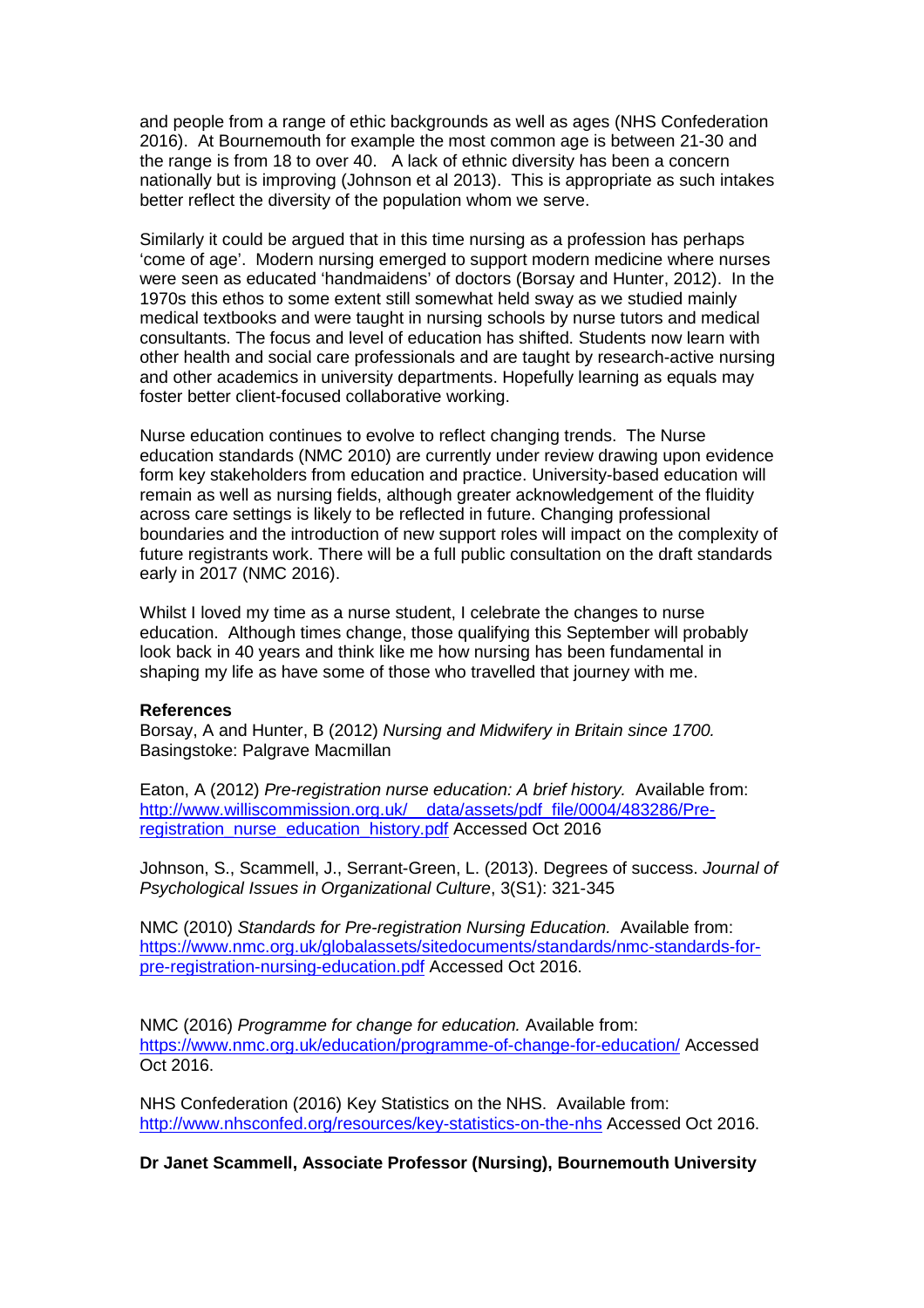and people from a range of ethic backgrounds as well as ages (NHS Confederation 2016). At Bournemouth for example the most common age is between 21-30 and the range is from 18 to over 40. A lack of ethnic diversity has been a concern nationally but is improving (Johnson et al 2013). This is appropriate as such intakes better reflect the diversity of the population whom we serve.

Similarly it could be argued that in this time nursing as a profession has perhaps 'come of age'. Modern nursing emerged to support modern medicine where nurses were seen as educated 'handmaidens' of doctors (Borsay and Hunter, 2012). In the 1970s this ethos to some extent still somewhat held sway as we studied mainly medical textbooks and were taught in nursing schools by nurse tutors and medical consultants. The focus and level of education has shifted. Students now learn with other health and social care professionals and are taught by research-active nursing and other academics in university departments. Hopefully learning as equals may foster better client-focused collaborative working.

Nurse education continues to evolve to reflect changing trends. The Nurse education standards (NMC 2010) are currently under review drawing upon evidence form key stakeholders from education and practice. University-based education will remain as well as nursing fields, although greater acknowledgement of the fluidity across care settings is likely to be reflected in future. Changing professional boundaries and the introduction of new support roles will impact on the complexity of future registrants work. There will be a full public consultation on the draft standards early in 2017 (NMC 2016).

Whilst I loved my time as a nurse student, I celebrate the changes to nurse education. Although times change, those qualifying this September will probably look back in 40 years and think like me how nursing has been fundamental in shaping my life as have some of those who travelled that journey with me.

**References**

Borsay, A and Hunter, B (2012) *Nursing and Midwifery in Britain since 1700.* Basingstoke: Palgrave Macmillan

Eaton, A (2012) *Pre-registration nurse education: A brief history.* Available from: http://www.williscommission.org.uk/__data/assets/pdf_file/0004/483286/Pre-registration_nurse_education_history.pdf Accessed Oct 2016

Johnson, S., Scammell, J., Serrant-Green, L. (2013). Degrees of success. *Journal of Psychological Issues in Organizational Culture*, 3(S1): 321-345

NMC (2010) *Standards for Pre-registration Nursing Education.* Available from: https://www.nmc.org.uk/globalassets/sitedocuments/standards/nmc-standards-for-pre-registration-nursing-education.pdf Accessed Oct 2016.

NMC (2016) *Programme for change for education.* Available from: https://www.nmc.org.uk/education/programme-of-change-for-education/ Accessed Oct 2016.

NHS Confederation (2016) Key Statistics on the NHS. Available from: http://www.nhsconfed.org/resources/key-statistics-on-the-nhs Accessed Oct 2016.

**Dr Janet Scammell, Associate Professor (Nursing), Bournemouth University**